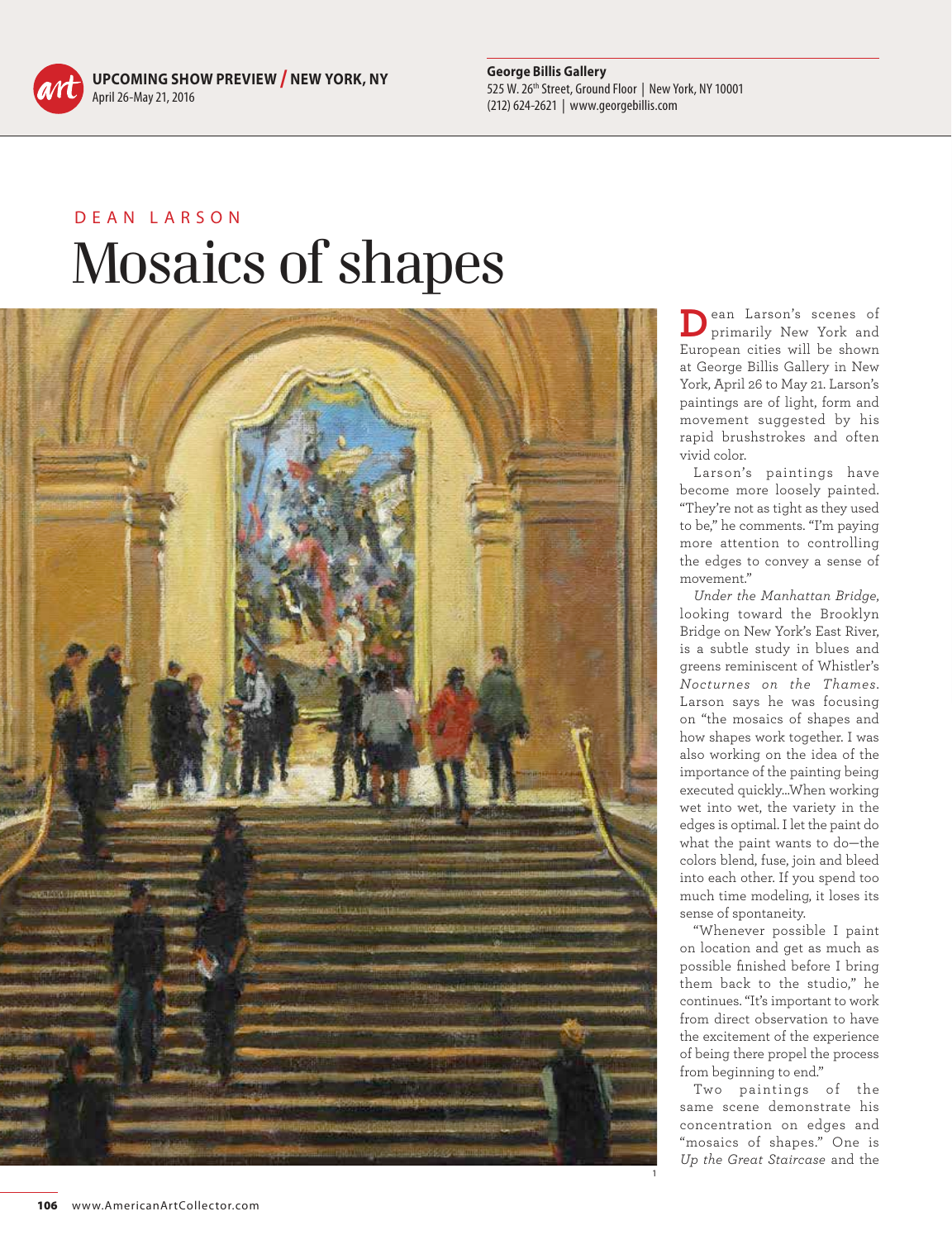UPCOMING SHOW PREVIEW / NEW YORK, NY
April 26-May 21, 2016

**George Billis Gallery**
525 W. 26th Street, Ground Floor | New York, NY 10001
(212) 624-2621 | www.georgebillis.com

DEAN LARSON

# Mosaics of shapes

1

Dean Larson's scenes of primarily New York and European cities will be shown at George Billis Gallery in New York, April 26 to May 21. Larson's paintings are of light, form and movement suggested by his rapid brushstrokes and often vivid color.

Larson's paintings have become more loosely painted. "They're not as tight as they used to be," he comments. "I'm paying more attention to controlling the edges to convey a sense of movement."

*Under the Manhattan Bridge*, looking toward the Brooklyn Bridge on New York's East River, is a subtle study in blues and greens reminiscent of Whistler's *Nocturnes on the Thames*. Larson says he was focusing on "the mosaics of shapes and how shapes work together. I was also working on the idea of the importance of the painting being executed quickly...When working wet into wet, the variety in the edges is optimal. I let the paint do what the paint wants to do—the colors blend, fuse, join and bleed into each other. If you spend too much time modeling, it loses its sense of spontaneity.

"Whenever possible I paint on location and get as much as possible finished before I bring them back to the studio," he continues. "It's important to work from direct observation to have the excitement of the experience of being there propel the process from beginning to end."

Two paintings of the same scene demonstrate his concentration on edges and "mosaics of shapes." One is *Up the Great Staircase* and the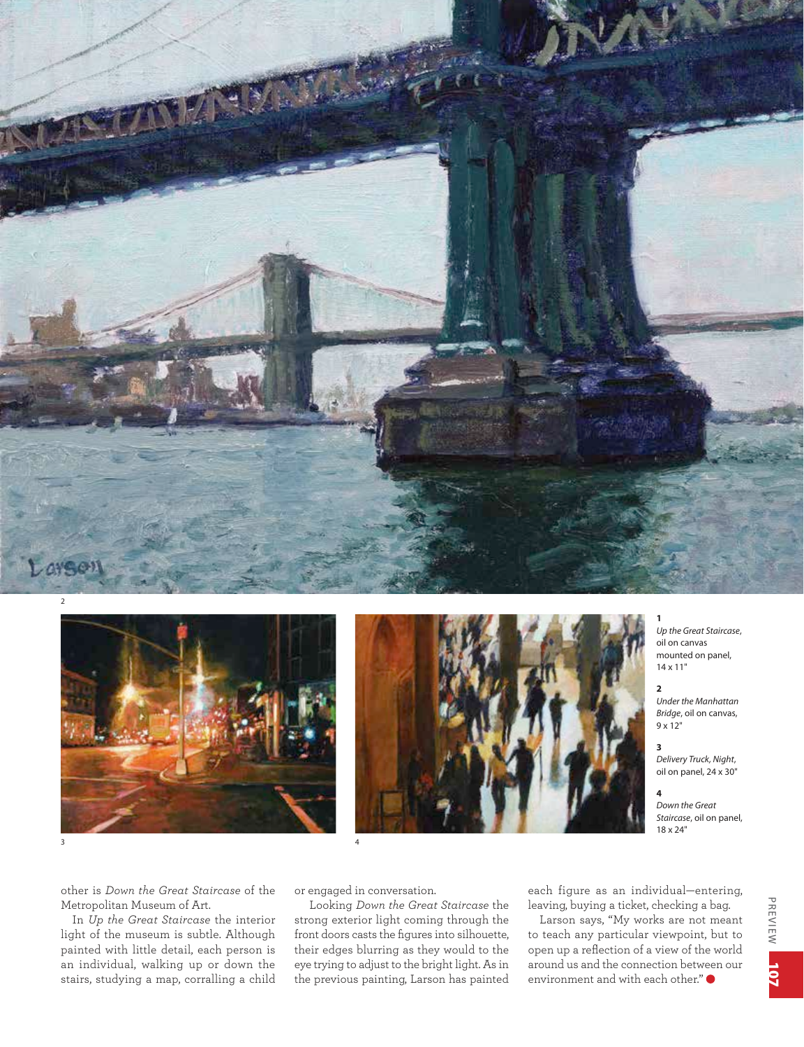1
*Up the Great Staircase*, oil on canvas mounted on panel, 14 x 11"

2
*Under the Manhattan Bridge*, oil on canvas, 9 x 12"

3
*Delivery Truck, Night*, oil on panel, 24 x 30"

4
*Down the Great Staircase*, oil on panel, 18 x 24"

other is *Down the Great Staircase* of the Metropolitan Museum of Art.

In *Up the Great Staircase* the interior light of the museum is subtle. Although painted with little detail, each person is an individual, walking up or down the stairs, studying a map, corralling a child or engaged in conversation.

Looking *Down the Great Staircase* the strong exterior light coming through the front doors casts the figures into silhouette, their edges blurring as they would to the eye trying to adjust to the bright light. As in the previous painting, Larson has painted each figure as an individual—entering, leaving, buying a ticket, checking a bag.

Larson says, "My works are not meant to teach any particular viewpoint, but to open up a reflection of a view of the world around us and the connection between our environment and with each other."